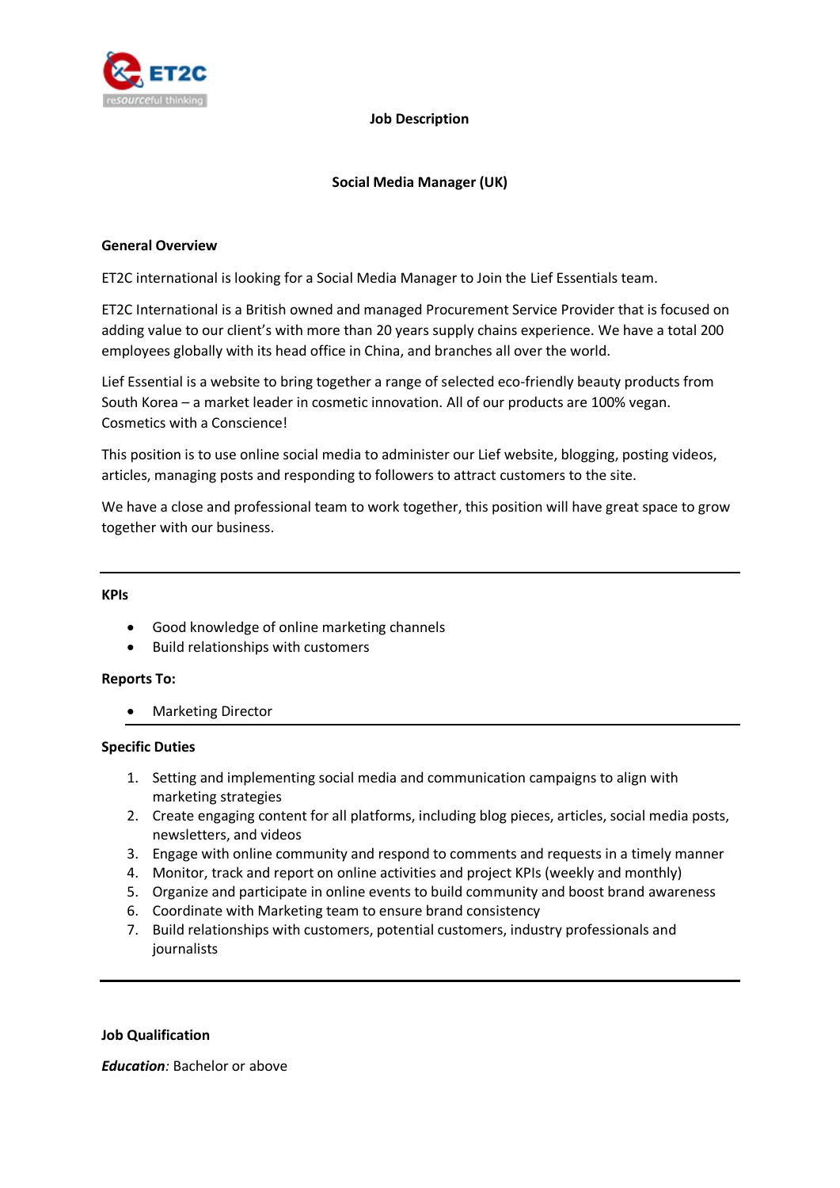# Job Description

## Social Media Manager (UK)

### General Overview

ET2C international is looking for a Social Media Manager to Join the Lief Essentials team.

ET2C International is a British owned and managed Procurement Service Provider that is focused on adding value to our client's with more than 20 years supply chains experience. We have a total 200 employees globally with its head office in China, and branches all over the world.

Lief Essential is a website to bring together a range of selected eco-friendly beauty products from South Korea – a market leader in cosmetic innovation. All of our products are 100% vegan. Cosmetics with a Conscience!

This position is to use online social media to administer our Lief website, blogging, posting videos, articles, managing posts and responding to followers to attract customers to the site.

We have a close and professional team to work together, this position will have great space to grow together with our business.

---

### KPIs

- Good knowledge of online marketing channels
- Build relationships with customers

### Reports To:

- Marketing Director

---

### Specific Duties

1. Setting and implementing social media and communication campaigns to align with marketing strategies
2. Create engaging content for all platforms, including blog pieces, articles, social media posts, newsletters, and videos
3. Engage with online community and respond to comments and requests in a timely manner
4. Monitor, track and report on online activities and project KPIs (weekly and monthly)
5. Organize and participate in online events to build community and boost brand awareness
6. Coordinate with Marketing team to ensure brand consistency
7. Build relationships with customers, potential customers, industry professionals and journalists

---

### Job Qualification

***Education:*** Bachelor or above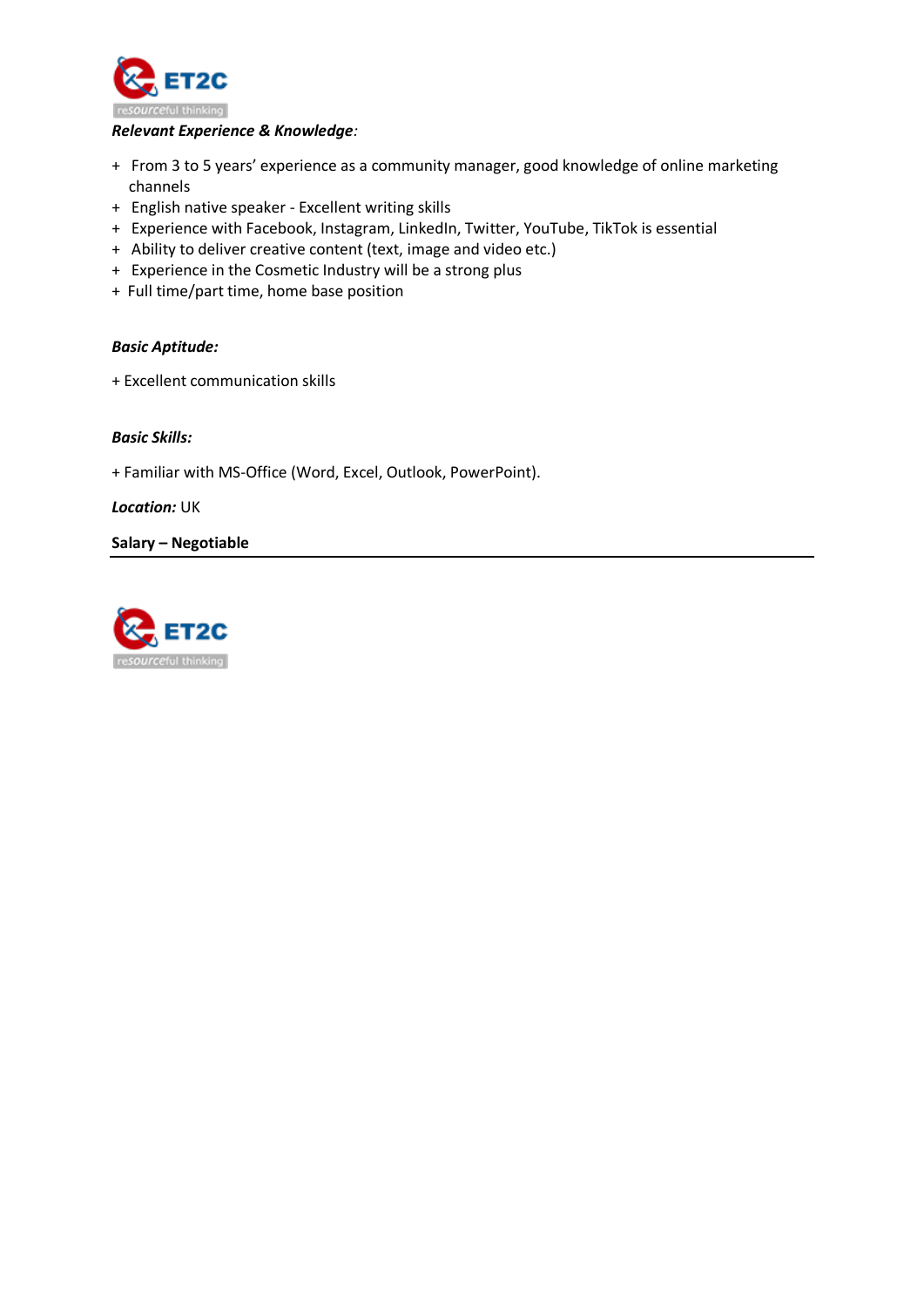***Relevant Experience & Knowledge***:

+ From 3 to 5 years' experience as a community manager, good knowledge of online marketing channels
+ English native speaker - Excellent writing skills
+ Experience with Facebook, Instagram, LinkedIn, Twitter, YouTube, TikTok is essential
+ Ability to deliver creative content (text, image and video etc.)
+ Experience in the Cosmetic Industry will be a strong plus
+ Full time/part time, home base position

***Basic Aptitude:***

+ Excellent communication skills

***Basic Skills:***

+ Familiar with MS-Office (Word, Excel, Outlook, PowerPoint).

***Location:*** UK

**Salary – Negotiable**

---